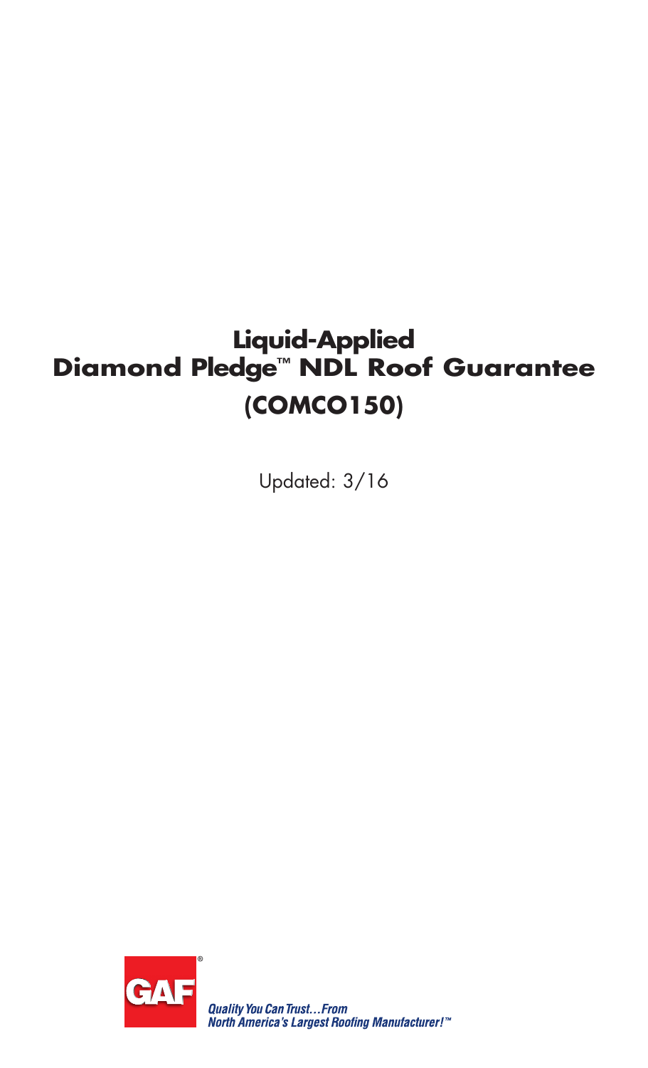# Liquid-Applied Diamond Pledge™ NDL Roof Guarantee (COMCO150)

Updated: 3/16

GAF®

*Quality You Can Trust…From North America's Largest Roofing Manufacturer!™*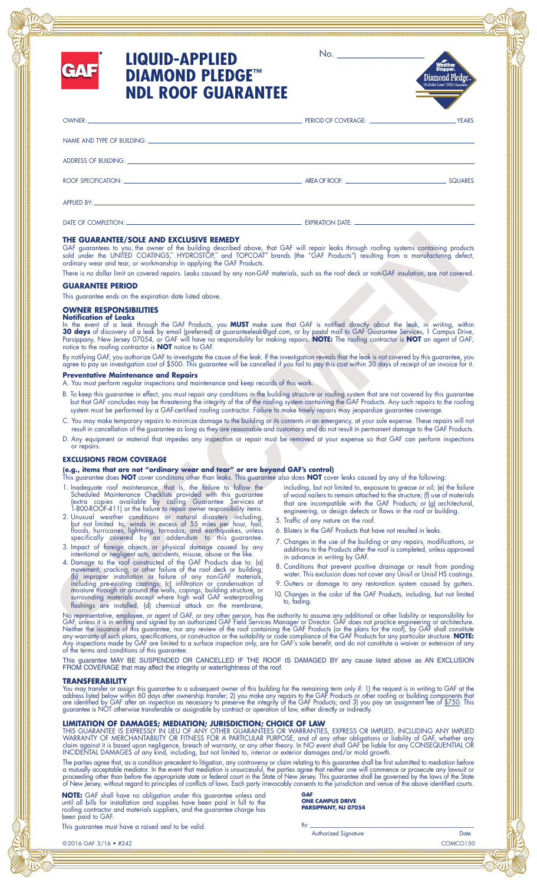# LIQUID-APPLIED DIAMOND PLEDGE™ NDL ROOF GUARANTEE

No. ____________

OWNER: ____________ PERIOD OF COVERAGE: ____________ YEARS

NAME AND TYPE OF BUILDING: ____________

ADDRESS OF BUILDING: ____________

ROOF SPECIFICATION: ____________ AREA OF ROOF: ____________ SQUARES

APPLIED BY: ____________

DATE OF COMPLETION: ____________ EXPIRATION DATE: ____________

## THE GUARANTEE/SOLE AND EXCLUSIVE REMEDY

GAF guarantees to you, the owner of the building described above, that GAF will repair leaks through roofing systems containing products sold under the UNITED COATINGS,™ HYDROSTOP,™ and TOPCOAT® brands (the "GAF Products") resulting from a manufacturing defect, ordinary wear and tear, or workmanship in applying the GAF Products.

There is no dollar limit on covered repairs. Leaks caused by any non-GAF materials, such as the roof deck or non-GAF insulation, are not covered.

## GUARANTEE PERIOD

This guarantee ends on the expiration date listed above.

## OWNER RESPONSIBILITIES

### Notification of Leaks

In the event of a leak through the GAF Products, you **MUST** make sure that GAF is notified directly about the leak, in writing, within **30 days** of discovery of a leak by email (preferred) at guaranteeleak@gaf.com, or by postal mail to GAF Guarantee Services, 1 Campus Drive, Parsippany, New Jersey 07054, or GAF will have no responsibility for making repairs. **NOTE:** The roofing contractor is **NOT** an agent of GAF; notice to the roofing contractor is **NOT** notice to GAF.

By notifying GAF, you authorize GAF to investigate the cause of the leak. If the investigation reveals that the leak is not covered by this guarantee, you agree to pay an investigation cost of $500. This guarantee will be cancelled if you fail to pay this cost within 30 days of receipt of an invoice for it.

### Preventative Maintenance and Repairs

A. You must perform regular inspections and maintenance and keep records of this work.

B. To keep this guarantee in effect, you must repair any conditions in the building structure or roofing system that are not covered by this guarantee but that GAF concludes may be threatening the integrity of the of the roofing system containing the GAF Products. Any such repairs to the roofing system must be performed by a GAF-certified roofing contractor. Failure to make timely repairs may jeopardize guarantee coverage.

C. You may make temporary repairs to minimize damage to the building or its contents in an emergency, at your sole expense. These repairs will not result in cancellation of the guarantee as long as they are reasonable and customary and do not result in permanent damage to the GAF Products.

D. Any equipment or material that impedes any inspection or repair must be removed at your expense so that GAF can perform inspections or repairs.

## EXCLUSIONS FROM COVERAGE

### (e.g., items that are not "ordinary wear and tear" or are beyond GAF's control)

This guarantee does **NOT** cover conditions other than leaks. This guarantee also does **NOT** cover leaks caused by any of the following:

1. Inadequate roof maintenance, that is, the failure to follow the Scheduled Maintenance Checklists provided with this guarantee (extra copies available by calling Guarantee Services at 1-800-ROOF-411) or the failure to repair owner responsibility items.
2. Unusual weather conditions or natural disasters including, but not limited to, winds in excess of 55 miles per hour, hail, floods, hurricanes, lightning, tornados, and earthquakes, unless specifically covered by an addendum to this guarantee.
3. Impact of foreign objects or physical damage caused by any intentional or negligent acts, accidents, misuse, abuse or the like.
4. Damage to the roof constructed of the GAF Products due to: (a) movement, cracking, or other failure of the roof deck or building; (b) improper installation or failure of any non-GAF materials, including pre-existing coatings; (c) infiltration or condensation of moisture through or around the walls, copings, building structure, or surrounding materials except where high wall GAF waterproofing flashings are installed; (d) chemical attack on the membrane, including, but not limited to, exposure to grease or oil; (e) the failure of wood nailers to remain attached to the structure; (f) use of materials that are incompatible with the GAF Products; or (g) architectural, engineering, or design defects or flaws in the roof or building.
5. Traffic of any nature on the roof.
6. Blisters in the GAF Products that have not resulted in leaks.
7. Changes in the use of the building or any repairs, modifications, or additions to the Products after the roof is completed, unless approved in advance in writing by GAF.
8. Conditions that prevent positive drainage or result from ponding water. This exclusion does not cover any Unisil or Unisil HS coatings.
9. Gutters or damage to any restoration system caused by gutters.
10. Changes in the color of the GAF Products, including, but not limited to, fading.

No representative, employee, or agent of GAF, or any other person, has the authority to assume any additional or other liability or responsibility for GAF, unless it is in writing and signed by an authorized GAF Field Services Manager or Director. GAF does not practice engineering or architecture. Neither the issuance of this guarantee, nor any review of the roof containing the GAF Products (or the plans for the roof), by GAF shall constitute any warranty of such plans, specifications, or construction or the suitability or code compliance of the GAF Products for any particular structure. **NOTE:** Any inspections made by GAF are limited to a surface inspection only, are for GAF's sole benefit, and do not constitute a waiver or extension of any of the terms and conditions of this guarantee.

This guarantee MAY BE SUSPENDED OR CANCELLED IF THE ROOF IS DAMAGED BY any cause listed above as AN EXCLUSION FROM COVERAGE that may affect the integrity or watertightness of the roof.

## TRANSFERABILITY

You may transfer or assign this guarantee to a subsequent owner of this building for the remaining term only if: 1) the request is in writing to GAF at the address listed below within 60 days after ownership transfer; 2) you make any repairs to the GAF Products or other roofing or building components that are identified by GAF after an inspection as necessary to preserve the integrity of the GAF Products; and 3) you pay an assignment fee of $750. This guarantee is NOT otherwise transferable or assignable by contract or operation of law, either directly or indirectly.

## LIMITATION OF DAMAGES; MEDIATION; JURISDICTION; CHOICE OF LAW

THIS GUARANTEE IS EXPRESSLY IN LIEU OF ANY OTHER GUARANTEES OR WARRANTIES, EXPRESS OR IMPLIED, INCLUDING ANY IMPLIED WARRANTY OF MERCHANTABILITY OR FITNESS FOR A PARTICULAR PURPOSE, and of any other obligations or liability of GAF, whether any claim against it is based upon negligence, breach of warranty, or any other theory. In NO event shall GAF be liable for any CONSEQUENTIAL OR INCIDENTAL DAMAGES of any kind, including, but not limited to, interior or exterior damages and/or mold growth.

The parties agree that, as a condition precedent to litigation, any controversy or claim relating to this guarantee shall be first submitted to mediation before a mutually acceptable mediator. In the event that mediation is unsuccessful, the parties agree that neither one will commence or prosecute any lawsuit or proceeding other than before the appropriate state or federal court in the State of New Jersey. This guarantee shall be governed by the laws of the State of New Jersey, without regard to principles of conflicts of laws. Each party irrevocably consents to the jurisdiction and venue of the above identified courts.

**NOTE:** GAF shall have no obligation under this guarantee unless and until all bills for installation and supplies have been paid in full to the roofing contractor and materials suppliers, and the guarantee charge has been paid to GAF.

This guarantee must have a raised seal to be valid.

**GAF**
**ONE CAMPUS DRIVE**
**PARSIPPANY, NJ 07054**

By: ____________
Authorized Signature — Date

©2016 GAF 3/16 • #242 — COMCO150